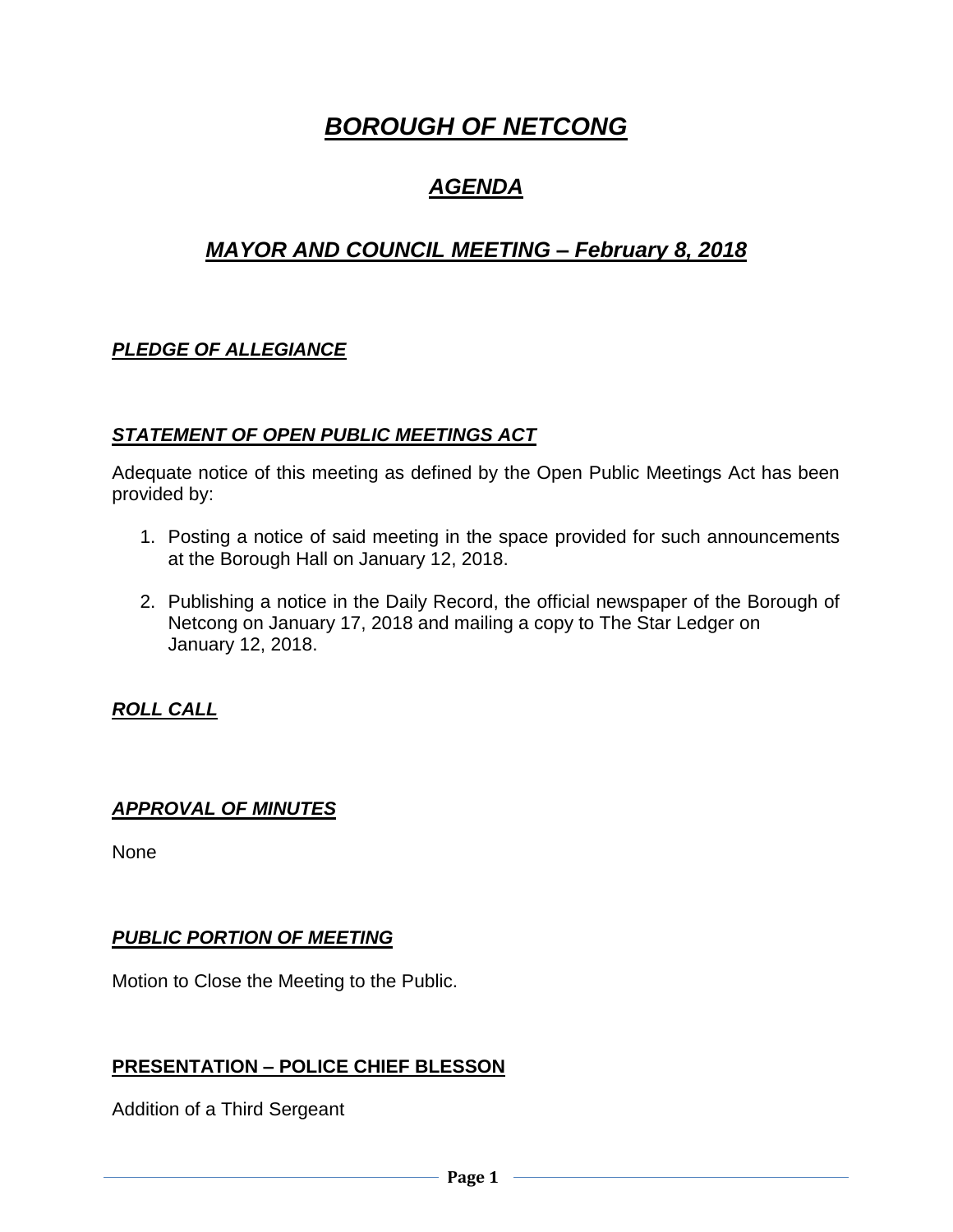# ***BOROUGH OF NETCONG***

## ***AGENDA***

## ***MAYOR AND COUNCIL MEETING – February 8, 2018***

### ***PLEDGE OF ALLEGIANCE***

### ***STATEMENT OF OPEN PUBLIC MEETINGS ACT***

Adequate notice of this meeting as defined by the Open Public Meetings Act has been provided by:

1. Posting a notice of said meeting in the space provided for such announcements at the Borough Hall on January 12, 2018.

2. Publishing a notice in the Daily Record, the official newspaper of the Borough of Netcong on January 17, 2018 and mailing a copy to The Star Ledger on January 12, 2018.

### ***ROLL CALL***

### ***APPROVAL OF MINUTES***

None

### ***PUBLIC PORTION OF MEETING***

Motion to Close the Meeting to the Public.

### **PRESENTATION – POLICE CHIEF BLESSON**

Addition of a Third Sergeant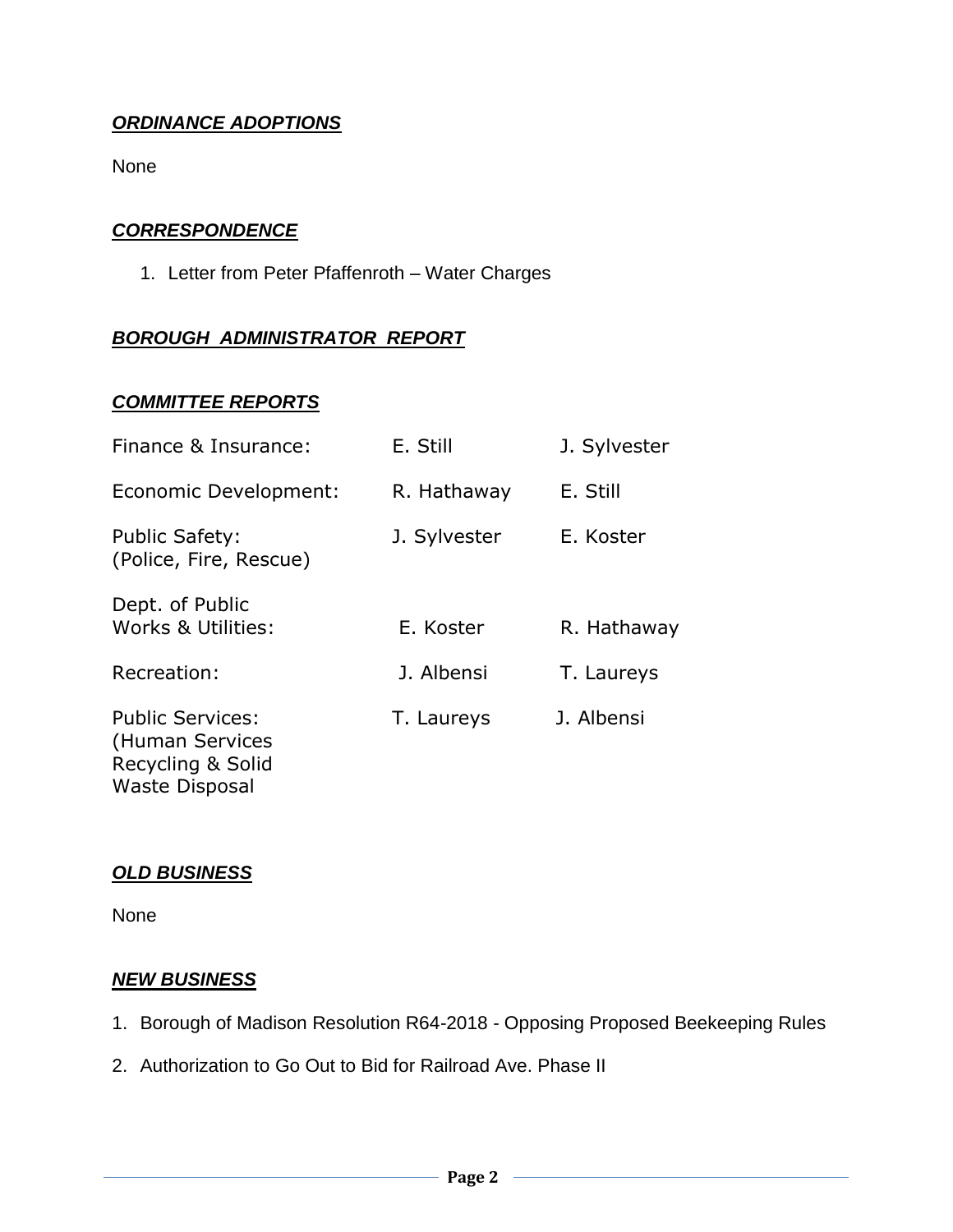***ORDINANCE ADOPTIONS***

None

***CORRESPONDENCE***

1. Letter from Peter Pfaffenroth – Water Charges

***BOROUGH ADMINISTRATOR REPORT***

***COMMITTEE REPORTS***

| | | |
|---|---|---|
| Finance & Insurance: | E. Still | J. Sylvester |
| Economic Development: | R. Hathaway | E. Still |
| Public Safety: (Police, Fire, Rescue) | J. Sylvester | E. Koster |
| Dept. of Public Works & Utilities: | E. Koster | R. Hathaway |
| Recreation: | J. Albensi | T. Laureys |
| Public Services: (Human Services Recycling & Solid Waste Disposal | T. Laureys | J. Albensi |

***OLD BUSINESS***

None

***NEW BUSINESS***

1. Borough of Madison Resolution R64-2018 - Opposing Proposed Beekeeping Rules
2. Authorization to Go Out to Bid for Railroad Ave. Phase II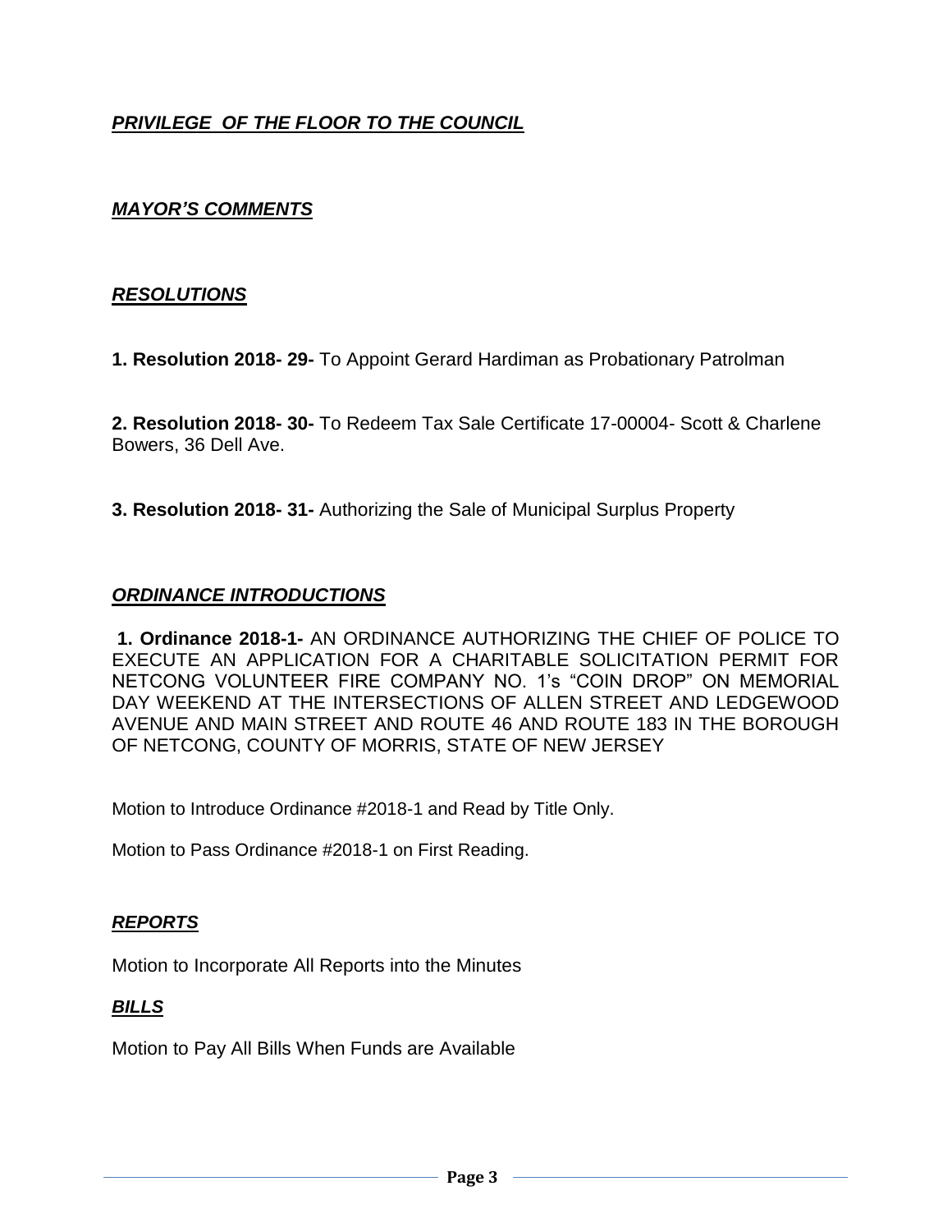## ***PRIVILEGE OF THE FLOOR TO THE COUNCIL***

## ***MAYOR'S COMMENTS***

## ***RESOLUTIONS***

**1. Resolution 2018- 29-** To Appoint Gerard Hardiman as Probationary Patrolman

**2. Resolution 2018- 30-** To Redeem Tax Sale Certificate 17-00004- Scott & Charlene Bowers, 36 Dell Ave.

**3. Resolution 2018- 31-** Authorizing the Sale of Municipal Surplus Property

## ***ORDINANCE INTRODUCTIONS***

**1. Ordinance 2018-1-** AN ORDINANCE AUTHORIZING THE CHIEF OF POLICE TO EXECUTE AN APPLICATION FOR A CHARITABLE SOLICITATION PERMIT FOR NETCONG VOLUNTEER FIRE COMPANY NO. 1's "COIN DROP" ON MEMORIAL DAY WEEKEND AT THE INTERSECTIONS OF ALLEN STREET AND LEDGEWOOD AVENUE AND MAIN STREET AND ROUTE 46 AND ROUTE 183 IN THE BOROUGH OF NETCONG, COUNTY OF MORRIS, STATE OF NEW JERSEY

Motion to Introduce Ordinance #2018-1 and Read by Title Only.

Motion to Pass Ordinance #2018-1 on First Reading.

## ***REPORTS***

Motion to Incorporate All Reports into the Minutes

## ***BILLS***

Motion to Pay All Bills When Funds are Available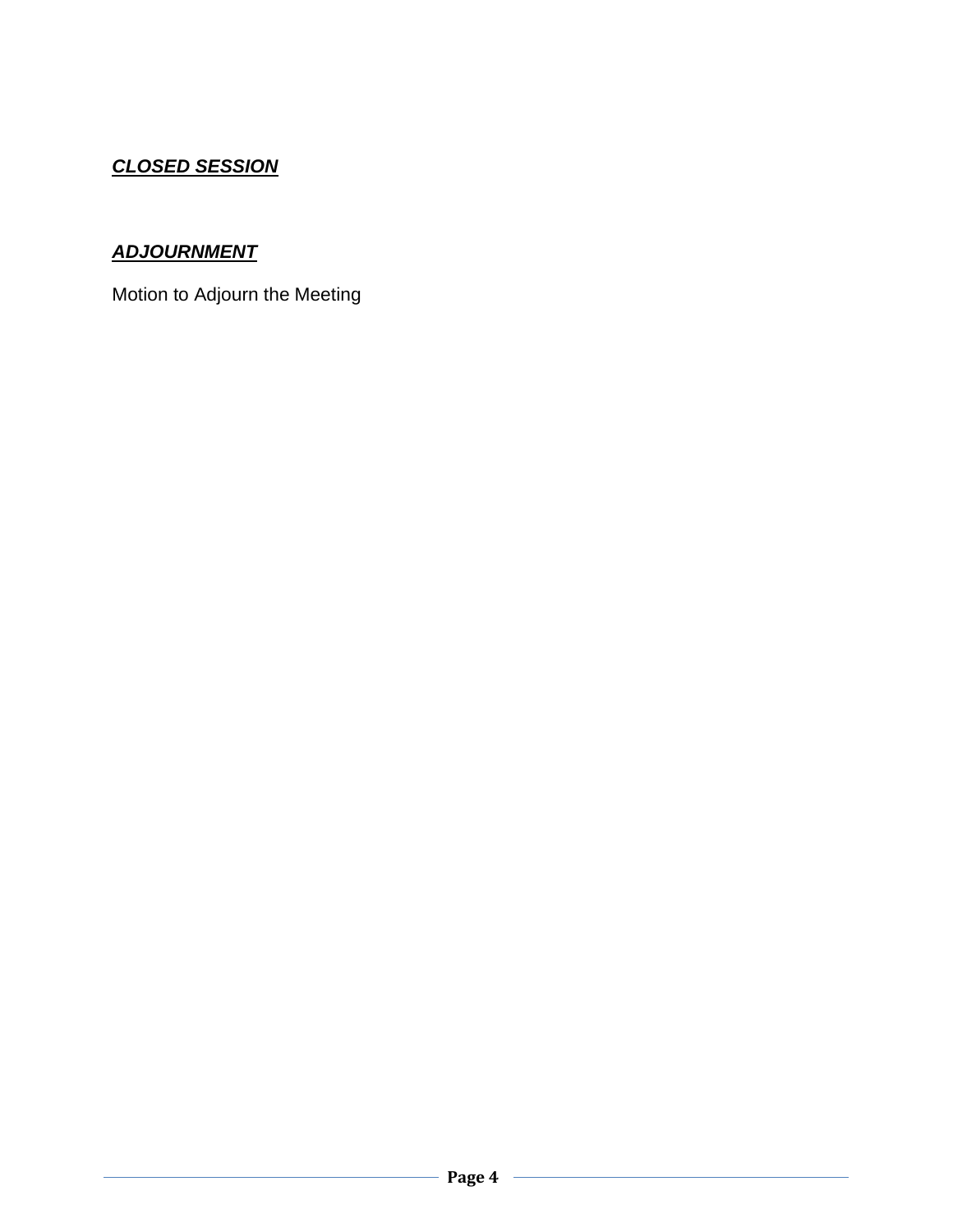***CLOSED SESSION***

***ADJOURNMENT***

Motion to Adjourn the Meeting